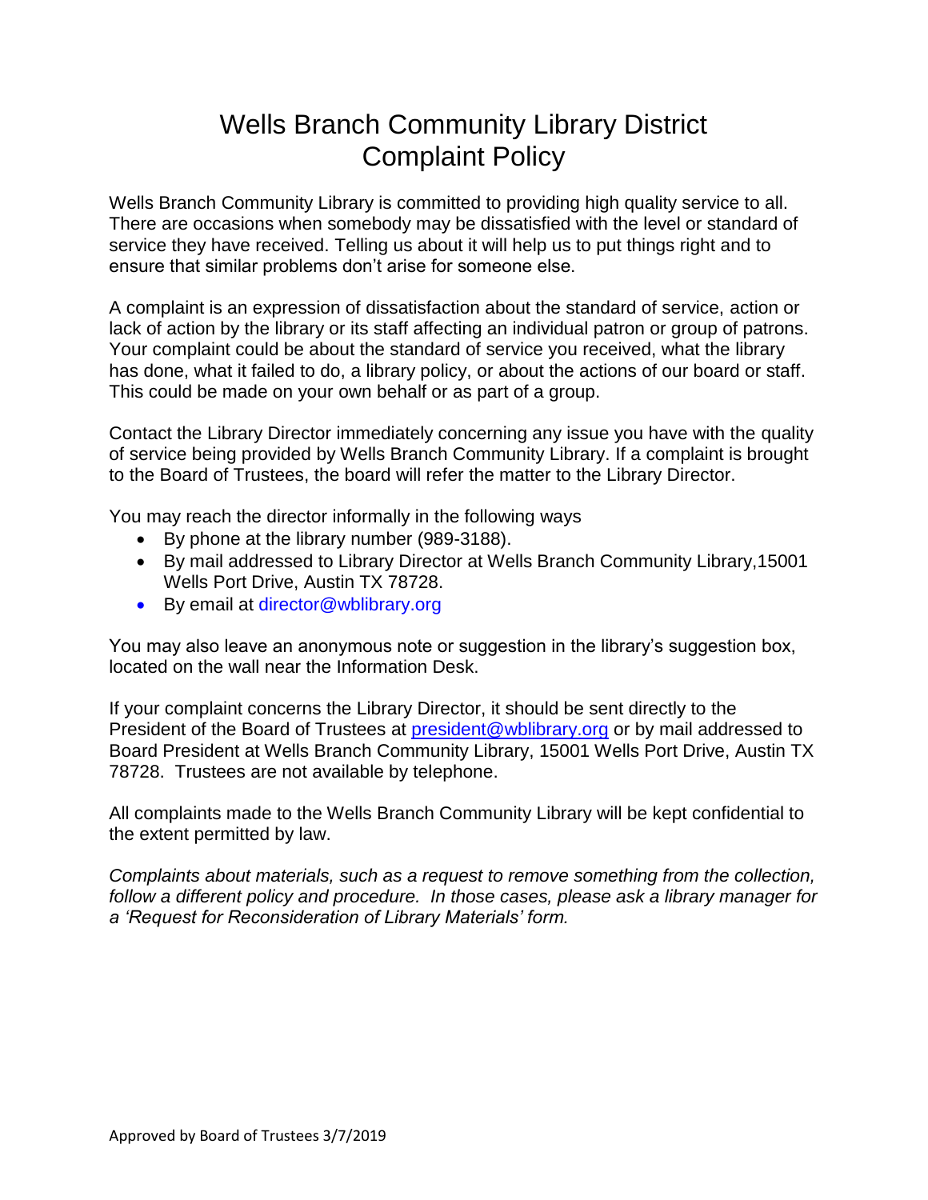# Wells Branch Community Library District Complaint Policy

Wells Branch Community Library is committed to providing high quality service to all. There are occasions when somebody may be dissatisfied with the level or standard of service they have received. Telling us about it will help us to put things right and to ensure that similar problems don't arise for someone else.

A complaint is an expression of dissatisfaction about the standard of service, action or lack of action by the library or its staff affecting an individual patron or group of patrons. Your complaint could be about the standard of service you received, what the library has done, what it failed to do, a library policy, or about the actions of our board or staff. This could be made on your own behalf or as part of a group.

Contact the Library Director immediately concerning any issue you have with the quality of service being provided by Wells Branch Community Library. If a complaint is brought to the Board of Trustees, the board will refer the matter to the Library Director.

You may reach the director informally in the following ways

- By phone at the library number (989-3188).
- By mail addressed to Library Director at Wells Branch Community Library,15001 Wells Port Drive, Austin TX 78728.
- By email at director@wblibrary.org

You may also leave an anonymous note or suggestion in the library's suggestion box, located on the wall near the Information Desk.

If your complaint concerns the Library Director, it should be sent directly to the President of the Board of Trustees at president@wblibrary.org or by mail addressed to Board President at Wells Branch Community Library, 15001 Wells Port Drive, Austin TX 78728. Trustees are not available by telephone.

All complaints made to the Wells Branch Community Library will be kept confidential to the extent permitted by law.

*Complaints about materials, such as a request to remove something from the collection, follow a different policy and procedure. In those cases, please ask a library manager for a 'Request for Reconsideration of Library Materials' form.*

Approved by Board of Trustees 3/7/2019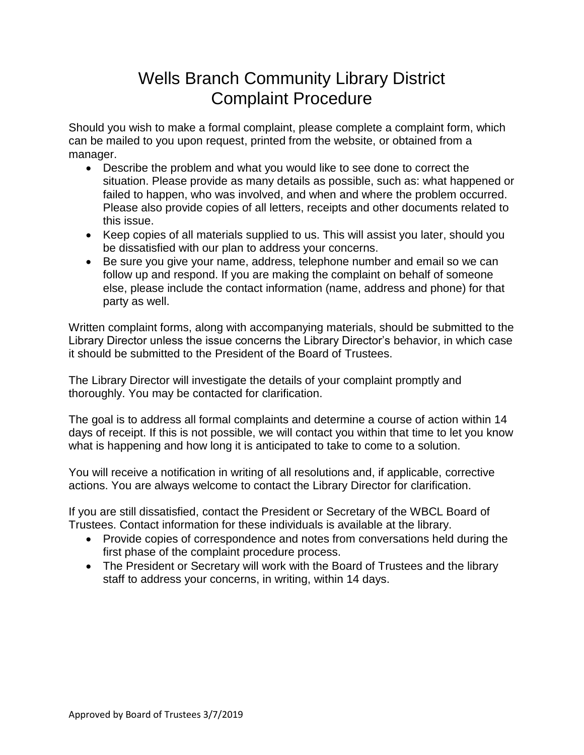# Wells Branch Community Library District
# Complaint Procedure

Should you wish to make a formal complaint, please complete a complaint form, which can be mailed to you upon request, printed from the website, or obtained from a manager.

- Describe the problem and what you would like to see done to correct the situation. Please provide as many details as possible, such as: what happened or failed to happen, who was involved, and when and where the problem occurred. Please also provide copies of all letters, receipts and other documents related to this issue.
- Keep copies of all materials supplied to us. This will assist you later, should you be dissatisfied with our plan to address your concerns.
- Be sure you give your name, address, telephone number and email so we can follow up and respond. If you are making the complaint on behalf of someone else, please include the contact information (name, address and phone) for that party as well.

Written complaint forms, along with accompanying materials, should be submitted to the Library Director unless the issue concerns the Library Director's behavior, in which case it should be submitted to the President of the Board of Trustees.

The Library Director will investigate the details of your complaint promptly and thoroughly. You may be contacted for clarification.

The goal is to address all formal complaints and determine a course of action within 14 days of receipt. If this is not possible, we will contact you within that time to let you know what is happening and how long it is anticipated to take to come to a solution.

You will receive a notification in writing of all resolutions and, if applicable, corrective actions. You are always welcome to contact the Library Director for clarification.

If you are still dissatisfied, contact the President or Secretary of the WBCL Board of Trustees. Contact information for these individuals is available at the library.

- Provide copies of correspondence and notes from conversations held during the first phase of the complaint procedure process.
- The President or Secretary will work with the Board of Trustees and the library staff to address your concerns, in writing, within 14 days.

Approved by Board of Trustees 3/7/2019